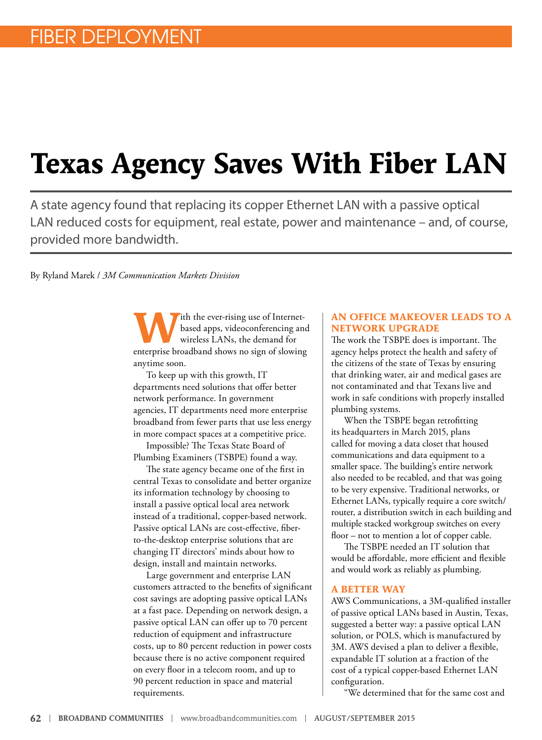FIBER DEPLOYMENT

# Texas Agency Saves With Fiber LAN

A state agency found that replacing its copper Ethernet LAN with a passive optical LAN reduced costs for equipment, real estate, power and maintenance – and, of course, provided more bandwidth.

By Ryland Marek / *3M Communication Markets Division*

With the ever-rising use of Internet-based apps, videoconferencing and wireless LANs, the demand for enterprise broadband shows no sign of slowing anytime soon.

To keep up with this growth, IT departments need solutions that offer better network performance. In government agencies, IT departments need more enterprise broadband from fewer parts that use less energy in more compact spaces at a competitive price.

Impossible? The Texas State Board of Plumbing Examiners (TSBPE) found a way.

The state agency became one of the first in central Texas to consolidate and better organize its information technology by choosing to install a passive optical local area network instead of a traditional, copper-based network. Passive optical LANs are cost-effective, fiber-to-the-desktop enterprise solutions that are changing IT directors' minds about how to design, install and maintain networks.

Large government and enterprise LAN customers attracted to the benefits of significant cost savings are adopting passive optical LANs at a fast pace. Depending on network design, a passive optical LAN can offer up to 70 percent reduction of equipment and infrastructure costs, up to 80 percent reduction in power costs because there is no active component required on every floor in a telecom room, and up to 90 percent reduction in space and material requirements.

## AN OFFICE MAKEOVER LEADS TO A NETWORK UPGRADE

The work the TSBPE does is important. The agency helps protect the health and safety of the citizens of the state of Texas by ensuring that drinking water, air and medical gases are not contaminated and that Texans live and work in safe conditions with properly installed plumbing systems.

When the TSBPE began retrofitting its headquarters in March 2015, plans called for moving a data closet that housed communications and data equipment to a smaller space. The building's entire network also needed to be recabled, and that was going to be very expensive. Traditional networks, or Ethernet LANs, typically require a core switch/router, a distribution switch in each building and multiple stacked workgroup switches on every floor – not to mention a lot of copper cable.

The TSBPE needed an IT solution that would be affordable, more efficient and flexible and would work as reliably as plumbing.

## A BETTER WAY

AWS Communications, a 3M-qualified installer of passive optical LANs based in Austin, Texas, suggested a better way: a passive optical LAN solution, or POLS, which is manufactured by 3M. AWS devised a plan to deliver a flexible, expandable IT solution at a fraction of the cost of a typical copper-based Ethernet LAN configuration.

"We determined that for the same cost and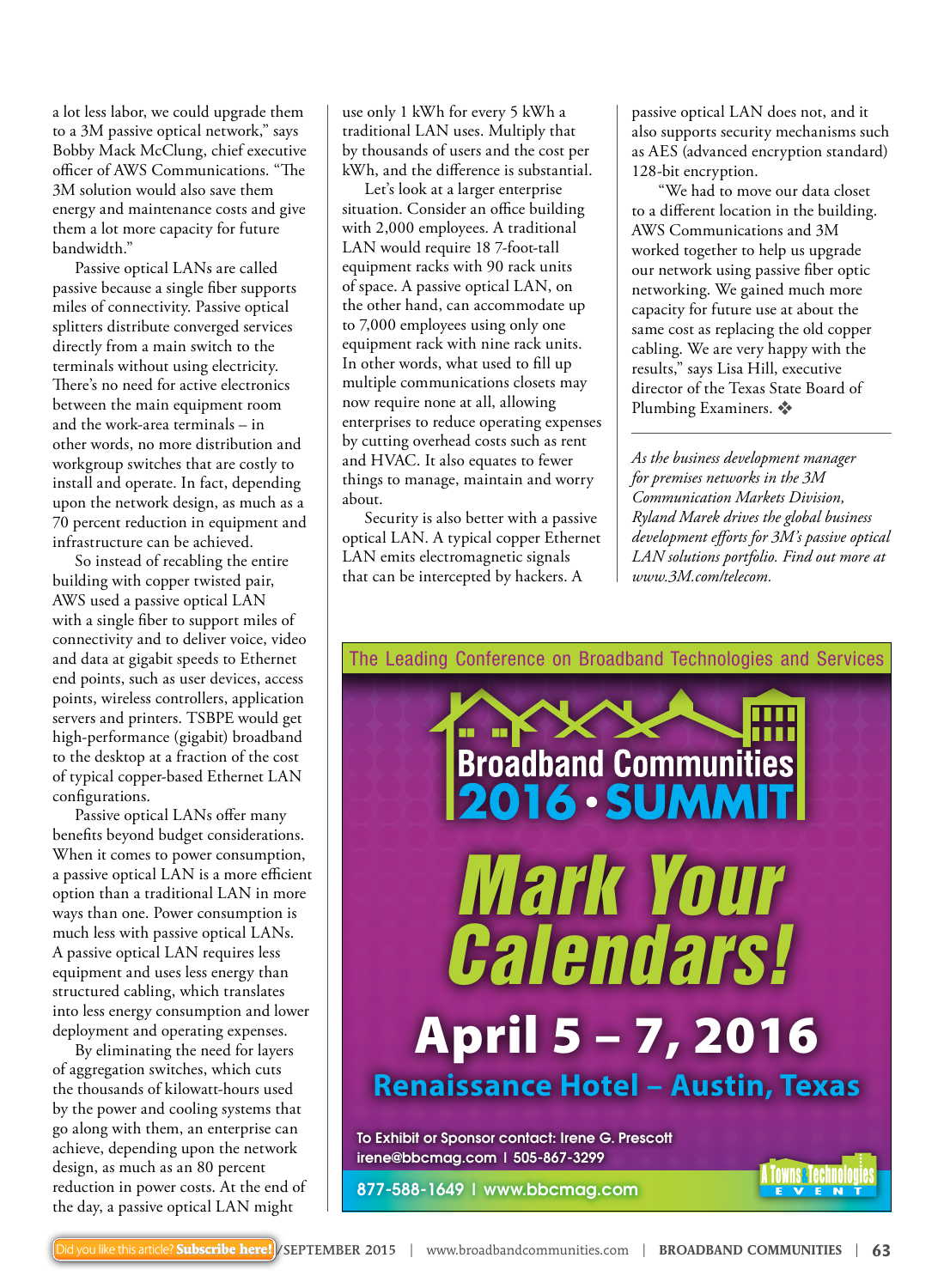a lot less labor, we could upgrade them to a 3M passive optical network," says Bobby Mack McClung, chief executive officer of AWS Communications. "The 3M solution would also save them energy and maintenance costs and give them a lot more capacity for future bandwidth."

Passive optical LANs are called passive because a single fiber supports miles of connectivity. Passive optical splitters distribute converged services directly from a main switch to the terminals without using electricity. There's no need for active electronics between the main equipment room and the work-area terminals – in other words, no more distribution and workgroup switches that are costly to install and operate. In fact, depending upon the network design, as much as a 70 percent reduction in equipment and infrastructure can be achieved.

So instead of recabling the entire building with copper twisted pair, AWS used a passive optical LAN with a single fiber to support miles of connectivity and to deliver voice, video and data at gigabit speeds to Ethernet end points, such as user devices, access points, wireless controllers, application servers and printers. TSBPE would get high-performance (gigabit) broadband to the desktop at a fraction of the cost of typical copper-based Ethernet LAN configurations.

Passive optical LANs offer many benefits beyond budget considerations. When it comes to power consumption, a passive optical LAN is a more efficient option than a traditional LAN in more ways than one. Power consumption is much less with passive optical LANs. A passive optical LAN requires less equipment and uses less energy than structured cabling, which translates into less energy consumption and lower deployment and operating expenses.

By eliminating the need for layers of aggregation switches, which cuts the thousands of kilowatt-hours used by the power and cooling systems that go along with them, an enterprise can achieve, depending upon the network design, as much as an 80 percent reduction in power costs. At the end of the day, a passive optical LAN might use only 1 kWh for every 5 kWh a traditional LAN uses. Multiply that by thousands of users and the cost per kWh, and the difference is substantial.

Let's look at a larger enterprise situation. Consider an office building with 2,000 employees. A traditional LAN would require 18 7-foot-tall equipment racks with 90 rack units of space. A passive optical LAN, on the other hand, can accommodate up to 7,000 employees using only one equipment rack with nine rack units. In other words, what used to fill up multiple communications closets may now require none at all, allowing enterprises to reduce operating expenses by cutting overhead costs such as rent and HVAC. It also equates to fewer things to manage, maintain and worry about.

Security is also better with a passive optical LAN. A typical copper Ethernet LAN emits electromagnetic signals that can be intercepted by hackers. A passive optical LAN does not, and it also supports security mechanisms such as AES (advanced encryption standard) 128-bit encryption.

"We had to move our data closet to a different location in the building. AWS Communications and 3M worked together to help us upgrade our network using passive fiber optic networking. We gained much more capacity for future use at about the same cost as replacing the old copper cabling. We are very happy with the results," says Lisa Hill, executive director of the Texas State Board of Plumbing Examiners. ❖

---

*As the business development manager for premises networks in the 3M Communication Markets Division, Ryland Marek drives the global business development efforts for 3M's passive optical LAN solutions portfolio. Find out more at www.3M.com/telecom.*

---

The Leading Conference on Broadband Technologies and Services

**Broadband Communities 2016 • SUMMIT**

**Mark Your Calendars!**

**April 5 – 7, 2016**

**Renaissance Hotel – Austin, Texas**

To Exhibit or Sponsor contact: Irene G. Prescott
irene@bbcmag.com | 505-867-3299

877-588-1649 | www.bbcmag.com

A Towns & Technologies EVENT